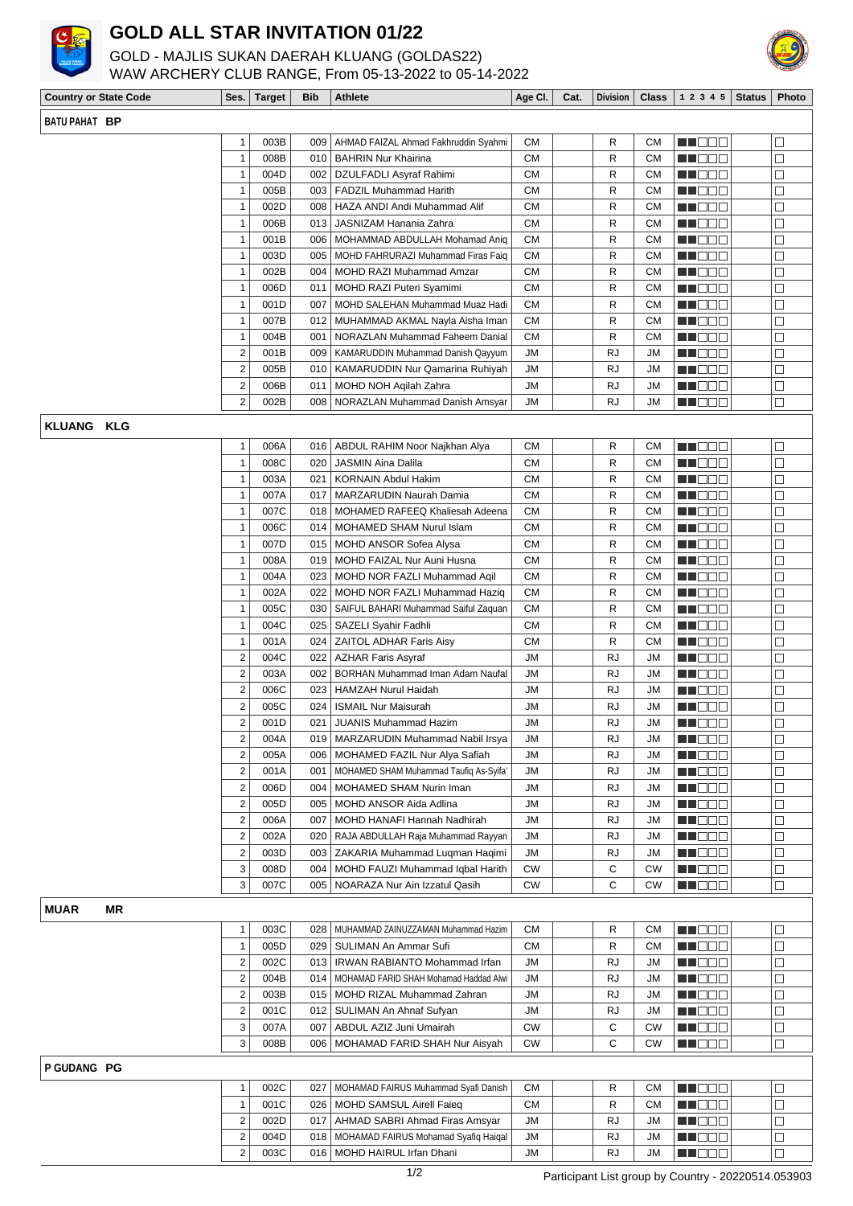# GOLD ALL STAR INVITATION 01/22

GOLD - MAJLIS SUKAN DAERAH KLUANG (GOLDAS22)
WAW ARCHERY CLUB RANGE, From 05-13-2022 to 05-14-2022

| Country or State Code | Ses. | Target | Bib | Athlete | Age Cl. | Cat. | Division | Class | 1 2 3 4 5 | Status | Photo |
|---|---|---|---|---|---|---|---|---|---|---|---|
| **BATU PAHAT BP** | | | | | | | | | | | |
| | 1 | 003B | 009 | AHMAD FAIZAL Ahmad Fakhruddin Syahmi | CM | | R | CM | ■■□□□ | | □ |
| | 1 | 008B | 010 | BAHRIN Nur Khairina | CM | | R | CM | ■■□□□ | | □ |
| | 1 | 004D | 002 | DZULFADLI Asyraf Rahimi | CM | | R | CM | ■■□□□ | | □ |
| | 1 | 005B | 003 | FADZIL Muhammad Harith | CM | | R | CM | ■■□□□ | | □ |
| | 1 | 002D | 008 | HAZA ANDI Andi Muhammad Alif | CM | | R | CM | ■■□□□ | | □ |
| | 1 | 006B | 013 | JASNIZAM Hanania Zahra | CM | | R | CM | ■■□□□ | | □ |
| | 1 | 001B | 006 | MOHAMMAD ABDULLAH Mohamad Aniq | CM | | R | CM | ■■□□□ | | □ |
| | 1 | 003D | 005 | MOHD FAHRURAZI Muhammad Firas Faiq | CM | | R | CM | ■■□□□ | | □ |
| | 1 | 002B | 004 | MOHD RAZI Muhammad Amzar | CM | | R | CM | ■■□□□ | | □ |
| | 1 | 006D | 011 | MOHD RAZI Puteri Syamimi | CM | | R | CM | ■■□□□ | | □ |
| | 1 | 001D | 007 | MOHD SALEHAN Muhammad Muaz Hadi | CM | | R | CM | ■■□□□ | | □ |
| | 1 | 007B | 012 | MUHAMMAD AKMAL Nayla Aisha Iman | CM | | R | CM | ■■□□□ | | □ |
| | 1 | 004B | 001 | NORAZLAN Muhammad Faheem Danial | CM | | R | CM | ■■□□□ | | □ |
| | 2 | 001B | 009 | KAMARUDDIN Muhammad Danish Qayyum | JM | | RJ | JM | ■■□□□ | | □ |
| | 2 | 005B | 010 | KAMARUDDIN Nur Qamarina Ruhiyah | JM | | RJ | JM | ■■□□□ | | □ |
| | 2 | 006B | 011 | MOHD NOH Aqilah Zahra | JM | | RJ | JM | ■■□□□ | | □ |
| | 2 | 002B | 008 | NORAZLAN Muhammad Danish Amsyar | JM | | RJ | JM | ■■□□□ | | □ |
| **KLUANG KLG** | | | | | | | | | | | |
| | 1 | 006A | 016 | ABDUL RAHIM Noor Najkhan Alya | CM | | R | CM | ■■□□□ | | □ |
| | 1 | 008C | 020 | JASMIN Aina Dalila | CM | | R | CM | ■■□□□ | | □ |
| | 1 | 003A | 021 | KORNAIN Abdul Hakim | CM | | R | CM | ■■□□□ | | □ |
| | 1 | 007A | 017 | MARZARUDIN Naurah Damia | CM | | R | CM | ■■□□□ | | □ |
| | 1 | 007C | 018 | MOHAMED RAFEEQ Khaliesah Adeena | CM | | R | CM | ■■□□□ | | □ |
| | 1 | 006C | 014 | MOHAMED SHAM Nurul Islam | CM | | R | CM | ■■□□□ | | □ |
| | 1 | 007D | 015 | MOHD ANSOR Sofea Alysa | CM | | R | CM | ■■□□□ | | □ |
| | 1 | 008A | 019 | MOHD FAIZAL Nur Auni Husna | CM | | R | CM | ■■□□□ | | □ |
| | 1 | 004A | 023 | MOHD NOR FAZLI Muhammad Aqil | CM | | R | CM | ■■□□□ | | □ |
| | 1 | 002A | 022 | MOHD NOR FAZLI Muhammad Haziq | CM | | R | CM | ■■□□□ | | □ |
| | 1 | 005C | 030 | SAIFUL BAHARI Muhammad Saiful Zaquan | CM | | R | CM | ■■□□□ | | □ |
| | 1 | 004C | 025 | SAZELI Syahir Fadhli | CM | | R | CM | ■■□□□ | | □ |
| | 1 | 001A | 024 | ZAITOL ADHAR Faris Aisy | CM | | R | CM | ■■□□□ | | □ |
| | 2 | 004C | 022 | AZHAR Faris Asyraf | JM | | RJ | JM | ■■□□□ | | □ |
| | 2 | 003A | 002 | BORHAN Muhammad Iman Adam Naufal | JM | | RJ | JM | ■■□□□ | | □ |
| | 2 | 006C | 023 | HAMZAH Nurul Haidah | JM | | RJ | JM | ■■□□□ | | □ |
| | 2 | 005C | 024 | ISMAIL Nur Maisurah | JM | | RJ | JM | ■■□□□ | | □ |
| | 2 | 001D | 021 | JUANIS Muhammad Hazim | JM | | RJ | JM | ■■□□□ | | □ |
| | 2 | 004A | 019 | MARZARUDIN Muhammad Nabil Irsya | JM | | RJ | JM | ■■□□□ | | □ |
| | 2 | 005A | 006 | MOHAMED FAZIL Nur Alya Safiah | JM | | RJ | JM | ■■□□□ | | □ |
| | 2 | 001A | 001 | MOHAMED SHAM Muhammad Taufiq As-Syifa' | JM | | RJ | JM | ■■□□□ | | □ |
| | 2 | 006D | 004 | MOHAMED SHAM Nurin Iman | JM | | RJ | JM | ■■□□□ | | □ |
| | 2 | 005D | 005 | MOHD ANSOR Aida Adlina | JM | | RJ | JM | ■■□□□ | | □ |
| | 2 | 006A | 007 | MOHD HANAFI Hannah Nadhirah | JM | | RJ | JM | ■■□□□ | | □ |
| | 2 | 002A | 020 | RAJA ABDULLAH Raja Muhammad Rayyan | JM | | RJ | JM | ■■□□□ | | □ |
| | 2 | 003D | 003 | ZAKARIA Muhammad Luqman Haqimi | JM | | RJ | JM | ■■□□□ | | □ |
| | 3 | 008D | 004 | MOHD FAUZI Muhammad Iqbal Harith | CW | | C | CW | ■■□□□ | | □ |
| | 3 | 007C | 005 | NOARAZA Nur Ain Izzatul Qasih | CW | | C | CW | ■■□□□ | | □ |
| **MUAR MR** | | | | | | | | | | | |
| | 1 | 003C | 028 | MUHAMMAD ZAINUZZAMAN Muhammad Hazim | CM | | R | CM | ■■□□□ | | □ |
| | 1 | 005D | 029 | SULIMAN An Ammar Sufi | CM | | R | CM | ■■□□□ | | □ |
| | 2 | 002C | 013 | IRWAN RABIANTO Mohammad Irfan | JM | | RJ | JM | ■■□□□ | | □ |
| | 2 | 004B | 014 | MOHAMAD FARID SHAH Mohamad Haddad Alwi | JM | | RJ | JM | ■■□□□ | | □ |
| | 2 | 003B | 015 | MOHD RIZAL Muhammad Zahran | JM | | RJ | JM | ■■□□□ | | □ |
| | 2 | 001C | 012 | SULIMAN An Ahnaf Sufyan | JM | | RJ | JM | ■■□□□ | | □ |
| | 3 | 007A | 007 | ABDUL AZIZ Juni Umairah | CW | | C | CW | ■■□□□ | | □ |
| | 3 | 008B | 006 | MOHAMAD FARID SHAH Nur Aisyah | CW | | C | CW | ■■□□□ | | □ |
| **P GUDANG PG** | | | | | | | | | | | |
| | 1 | 002C | 027 | MOHAMAD FAIRUS Muhammad Syafi Danish | CM | | R | CM | ■■□□□ | | □ |
| | 1 | 001C | 026 | MOHD SAMSUL Airell Faieq | CM | | R | CM | ■■□□□ | | □ |
| | 2 | 002D | 017 | AHMAD SABRI Ahmad Firas Amsyar | JM | | RJ | JM | ■■□□□ | | □ |
| | 2 | 004D | 018 | MOHAMAD FAIRUS Mohamad Syafiq Haiqal | JM | | RJ | JM | ■■□□□ | | □ |
| | 2 | 003C | 016 | MOHD HAIRUL Irfan Dhani | JM | | RJ | JM | ■■□□□ | | □ |

Participant List group by Country - 20220514.053903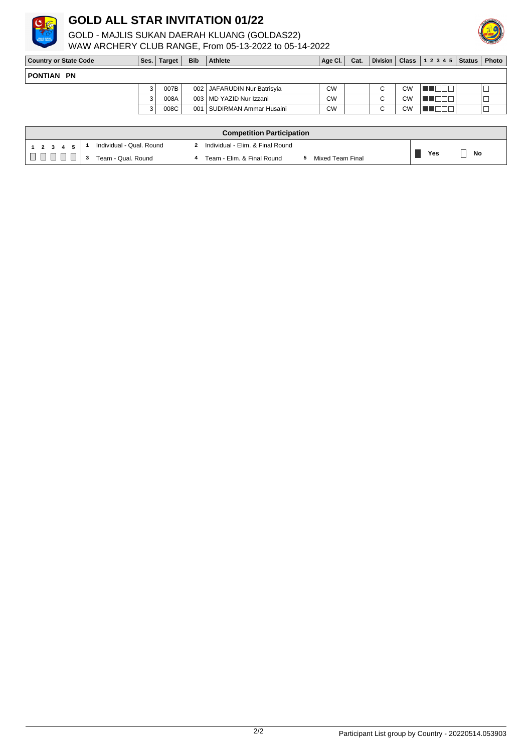# GOLD ALL STAR INVITATION 01/22

GOLD - MAJLIS SUKAN DAERAH KLUANG (GOLDAS22)

WAW ARCHERY CLUB RANGE, From 05-13-2022 to 05-14-2022

| Country or State Code | Ses. | Target | Bib | Athlete | Age Cl. | Cat. | Division | Class | 1 2 3 4 5 | Status | Photo |
|---|---|---|---|---|---|---|---|---|---|---|---|
| **PONTIAN PN** | | | | | | | | | | | |
| | 3 | 007B | 002 | JAFARUDIN Nur Batrisyia | CW | | C | CW | ■■□□□ | | □ |
| | 3 | 008A | 003 | MD YAZID Nur Izzani | CW | | C | CW | ■■□□□ | | □ |
| | 3 | 008C | 001 | SUDIRMAN Ammar Husaini | CW | | C | CW | ■■□□□ | | □ |

**Competition Participation**

1 2 3 4 5

1 Individual - Qual. Round
2 Individual - Elim. & Final Round
3 Team - Qual. Round
4 Team - Elim. & Final Round
5 Mixed Team Final

■ Yes □ No

Participant List group by Country - 20220514.053903